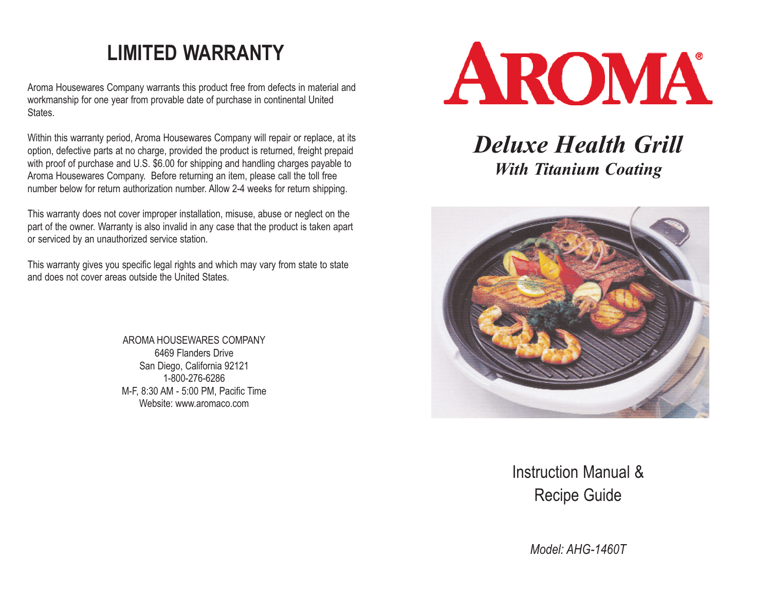## LIMITED WARRANTY

Aroma Housewares Company warrants this product free from defects in material and workmanship for one year from provable date of purchase in continental United States.

Within this warranty period, Aroma Housewares Company will repair or replace, at its option, defective parts at no charge, provided the product is returned, freight prepaid with proof of purchase and U.S. $6.00 for shipping and handling charges payable to Aroma Housewares Company. Before returning an item, please call the toll free number below for return authorization number. Allow 2-4 weeks for return shipping.

This warranty does not cover improper installation, misuse, abuse or neglect on the part of the owner. Warranty is also invalid in any case that the product is taken apart or serviced by an unauthorized service station.

This warranty gives you specific legal rights and which may vary from state to state and does not cover areas outside the United States.

AROMA HOUSEWARES COMPANY
6469 Flanders Drive
San Diego, California 92121
1-800-276-6286
M-F, 8:30 AM - 5:00 PM, Pacific Time
Website: www.aromaco.com

# AROMA®

## *Deluxe Health Grill*

### *With Titanium Coating*

Instruction Manual &
Recipe Guide

*Model: AHG-1460T*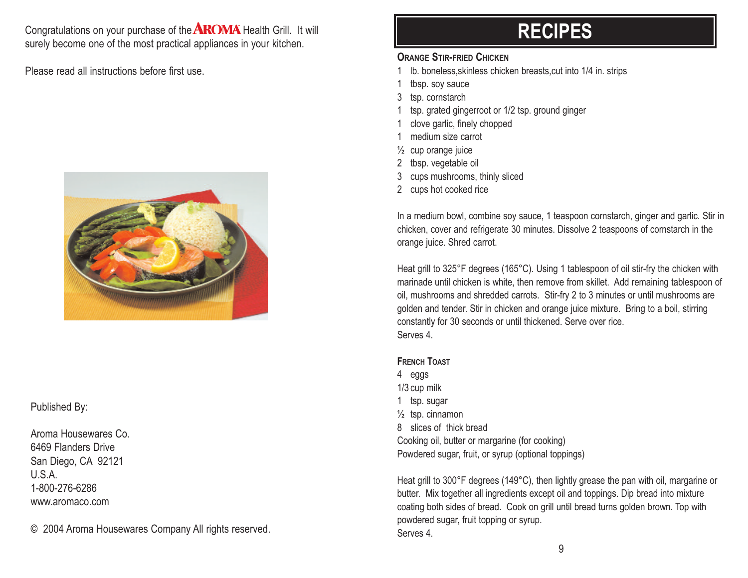Congratulations on your purchase of the AROMA Health Grill. It will surely become one of the most practical appliances in your kitchen.

Please read all instructions before first use.

Published By:

Aroma Housewares Co.
6469 Flanders Drive
San Diego, CA 92121
U.S.A.
1-800-276-6286
www.aromaco.com

© 2004 Aroma Housewares Company All rights reserved.

# RECIPES

### Orange Stir-fried Chicken

1 lb. boneless,skinless chicken breasts,cut into 1/4 in. strips
1 tbsp. soy sauce
3 tsp. cornstarch
1 tsp. grated gingerroot or 1/2 tsp. ground ginger
1 clove garlic, finely chopped
1 medium size carrot
½ cup orange juice
2 tbsp. vegetable oil
3 cups mushrooms, thinly sliced
2 cups hot cooked rice

In a medium bowl, combine soy sauce, 1 teaspoon cornstarch, ginger and garlic. Stir in chicken, cover and refrigerate 30 minutes. Dissolve 2 teaspoons of cornstarch in the orange juice. Shred carrot.

Heat grill to 325°F degrees (165°C). Using 1 tablespoon of oil stir-fry the chicken with marinade until chicken is white, then remove from skillet. Add remaining tablespoon of oil, mushrooms and shredded carrots. Stir-fry 2 to 3 minutes or until mushrooms are golden and tender. Stir in chicken and orange juice mixture. Bring to a boil, stirring constantly for 30 seconds or until thickened. Serve over rice.
Serves 4.

### French Toast

4 eggs
1/3 cup milk
1 tsp. sugar
½ tsp. cinnamon
8 slices of thick bread
Cooking oil, butter or margarine (for cooking)
Powdered sugar, fruit, or syrup (optional toppings)

Heat grill to 300°F degrees (149°C), then lightly grease the pan with oil, margarine or butter. Mix together all ingredients except oil and toppings. Dip bread into mixture coating both sides of bread. Cook on grill until bread turns golden brown. Top with powdered sugar, fruit topping or syrup.
Serves 4.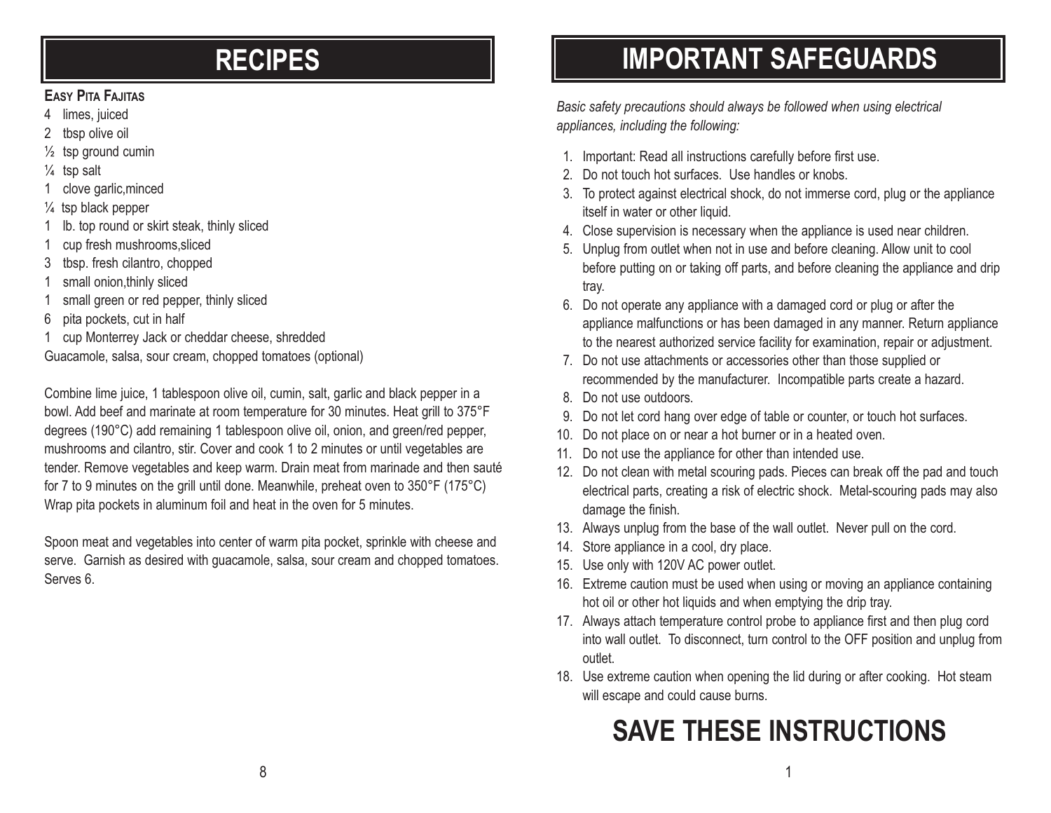# RECIPES

### Easy Pita Fajitas

- 4 limes, juiced
- 2 tbsp olive oil
- ½ tsp ground cumin
- ¼ tsp salt
- 1 clove garlic,minced
- ¼ tsp black pepper
- 1 lb. top round or skirt steak, thinly sliced
- 1 cup fresh mushrooms,sliced
- 3 tbsp. fresh cilantro, chopped
- 1 small onion,thinly sliced
- 1 small green or red pepper, thinly sliced
- 6 pita pockets, cut in half
- 1 cup Monterrey Jack or cheddar cheese, shredded

Guacamole, salsa, sour cream, chopped tomatoes (optional)

Combine lime juice, 1 tablespoon olive oil, cumin, salt, garlic and black pepper in a bowl. Add beef and marinate at room temperature for 30 minutes. Heat grill to 375°F degrees (190°C) add remaining 1 tablespoon olive oil, onion, and green/red pepper, mushrooms and cilantro, stir. Cover and cook 1 to 2 minutes or until vegetables are tender. Remove vegetables and keep warm. Drain meat from marinade and then sauté for 7 to 9 minutes on the grill until done. Meanwhile, preheat oven to 350°F (175°C) Wrap pita pockets in aluminum foil and heat in the oven for 5 minutes.

Spoon meat and vegetables into center of warm pita pocket, sprinkle with cheese and serve. Garnish as desired with guacamole, salsa, sour cream and chopped tomatoes. Serves 6.

# IMPORTANT SAFEGUARDS

*Basic safety precautions should always be followed when using electrical appliances, including the following:*

1. Important: Read all instructions carefully before first use.
2. Do not touch hot surfaces. Use handles or knobs.
3. To protect against electrical shock, do not immerse cord, plug or the appliance itself in water or other liquid.
4. Close supervision is necessary when the appliance is used near children.
5. Unplug from outlet when not in use and before cleaning. Allow unit to cool before putting on or taking off parts, and before cleaning the appliance and drip tray.
6. Do not operate any appliance with a damaged cord or plug or after the appliance malfunctions or has been damaged in any manner. Return appliance to the nearest authorized service facility for examination, repair or adjustment.
7. Do not use attachments or accessories other than those supplied or recommended by the manufacturer. Incompatible parts create a hazard.
8. Do not use outdoors.
9. Do not let cord hang over edge of table or counter, or touch hot surfaces.
10. Do not place on or near a hot burner or in a heated oven.
11. Do not use the appliance for other than intended use.
12. Do not clean with metal scouring pads. Pieces can break off the pad and touch electrical parts, creating a risk of electric shock. Metal-scouring pads may also damage the finish.
13. Always unplug from the base of the wall outlet. Never pull on the cord.
14. Store appliance in a cool, dry place.
15. Use only with 120V AC power outlet.
16. Extreme caution must be used when using or moving an appliance containing hot oil or other hot liquids and when emptying the drip tray.
17. Always attach temperature control probe to appliance first and then plug cord into wall outlet. To disconnect, turn control to the OFF position and unplug from outlet.
18. Use extreme caution when opening the lid during or after cooking. Hot steam will escape and could cause burns.

# SAVE THESE INSTRUCTIONS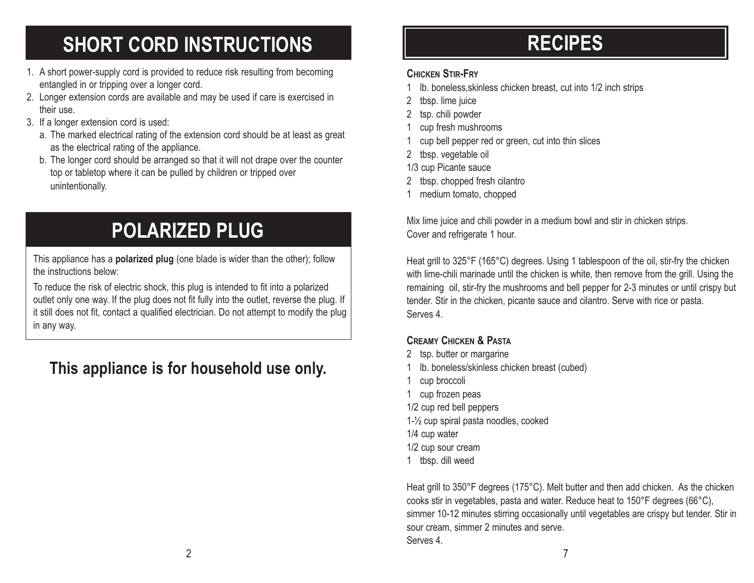# SHORT CORD INSTRUCTIONS

1. A short power-supply cord is provided to reduce risk resulting from becoming entangled in or tripping over a longer cord.
2. Longer extension cords are available and may be used if care is exercised in their use.
3. If a longer extension cord is used:
   a. The marked electrical rating of the extension cord should be at least as great as the electrical rating of the appliance.
   b. The longer cord should be arranged so that it will not drape over the counter top or tabletop where it can be pulled by children or tripped over unintentionally.

# POLARIZED PLUG

This appliance has a **polarized plug** (one blade is wider than the other); follow the instructions below:

To reduce the risk of electric shock, this plug is intended to fit into a polarized outlet only one way. If the plug does not fit fully into the outlet, reverse the plug. If it still does not fit, contact a qualified electrician. Do not attempt to modify the plug in any way.

## This appliance is for household use only.

# RECIPES

### Chicken Stir-Fry

1 lb. boneless,skinless chicken breast, cut into 1/2 inch strips
2 tbsp. lime juice
2 tsp. chili powder
1 cup fresh mushrooms
1 cup bell pepper red or green, cut into thin slices
2 tbsp. vegetable oil
1/3 cup Picante sauce
2 tbsp. chopped fresh cilantro
1 medium tomato, chopped

Mix lime juice and chili powder in a medium bowl and stir in chicken strips. Cover and refrigerate 1 hour.

Heat grill to 325°F (165°C) degrees. Using 1 tablespoon of the oil, stir-fry the chicken with lime-chili marinade until the chicken is white, then remove from the grill. Using the remaining oil, stir-fry the mushrooms and bell pepper for 2-3 minutes or until crispy but tender. Stir in the chicken, picante sauce and cilantro. Serve with rice or pasta. Serves 4.

### Creamy Chicken & Pasta

2 tsp. butter or margarine
1 lb. boneless/skinless chicken breast (cubed)
1 cup broccoli
1 cup frozen peas
1/2 cup red bell peppers
1-½ cup spiral pasta noodles, cooked
1/4 cup water
1/2 cup sour cream
1 tbsp. dill weed

Heat grill to 350°F degrees (175°C). Melt butter and then add chicken. As the chicken cooks stir in vegetables, pasta and water. Reduce heat to 150°F degrees (66°C), simmer 10-12 minutes stirring occasionally until vegetables are crispy but tender. Stir in sour cream, simmer 2 minutes and serve.
Serves 4.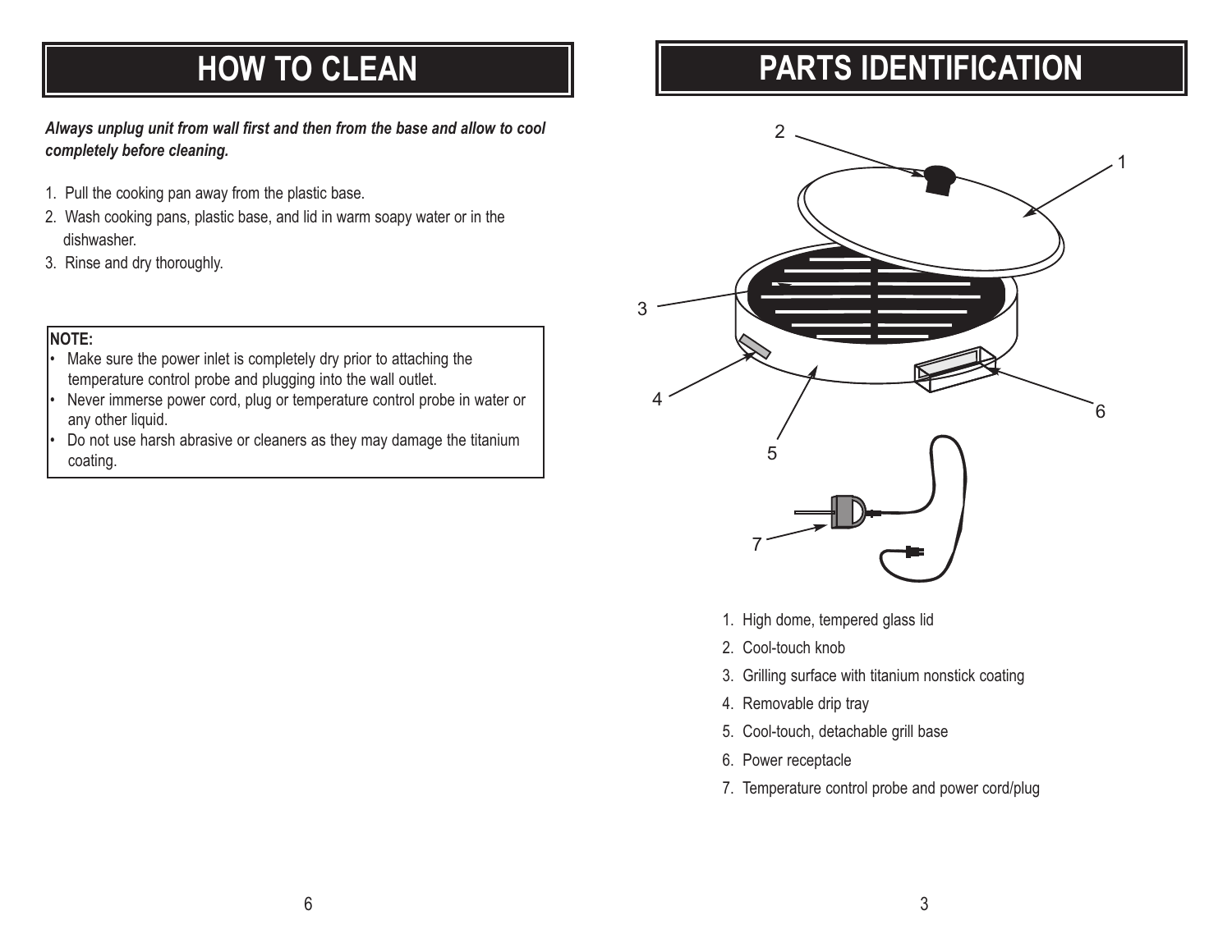# HOW TO CLEAN

***Always unplug unit from wall first and then from the base and allow to cool completely before cleaning.***

1. Pull the cooking pan away from the plastic base.
2. Wash cooking pans, plastic base, and lid in warm soapy water or in the dishwasher.
3. Rinse and dry thoroughly.

**NOTE:**

- Make sure the power inlet is completely dry prior to attaching the temperature control probe and plugging into the wall outlet.
- Never immerse power cord, plug or temperature control probe in water or any other liquid.
- Do not use harsh abrasive or cleaners as they may damage the titanium coating.

# PARTS IDENTIFICATION

1. High dome, tempered glass lid
2. Cool-touch knob
3. Grilling surface with titanium nonstick coating
4. Removable drip tray
5. Cool-touch, detachable grill base
6. Power receptacle
7. Temperature control probe and power cord/plug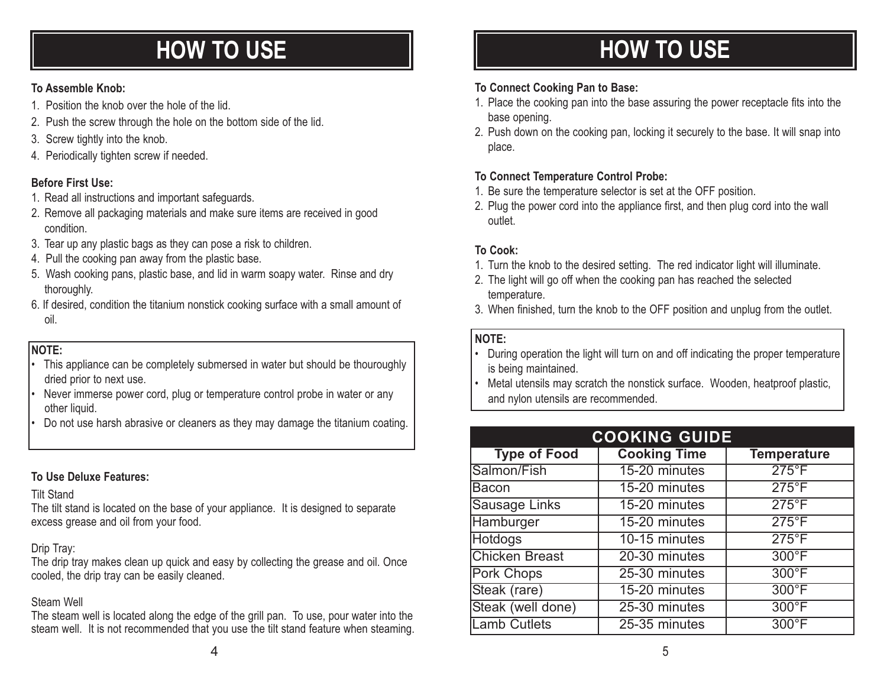# HOW TO USE

**To Assemble Knob:**

1. Position the knob over the hole of the lid.
2. Push the screw through the hole on the bottom side of the lid.
3. Screw tightly into the knob.
4. Periodically tighten screw if needed.

**Before First Use:**

1. Read all instructions and important safeguards.
2. Remove all packaging materials and make sure items are received in good condition.
3. Tear up any plastic bags as they can pose a risk to children.
4. Pull the cooking pan away from the plastic base.
5. Wash cooking pans, plastic base, and lid in warm soapy water. Rinse and dry thoroughly.
6. If desired, condition the titanium nonstick cooking surface with a small amount of oil.

**NOTE:**

- This appliance can be completely submersed in water but should be thouroughly dried prior to next use.
- Never immerse power cord, plug or temperature control probe in water or any other liquid.
- Do not use harsh abrasive or cleaners as they may damage the titanium coating.

**To Use Deluxe Features:**

Tilt Stand
The tilt stand is located on the base of your appliance. It is designed to separate excess grease and oil from your food.

Drip Tray:
The drip tray makes clean up quick and easy by collecting the grease and oil. Once cooled, the drip tray can be easily cleaned.

Steam Well
The steam well is located along the edge of the grill pan. To use, pour water into the steam well. It is not recommended that you use the tilt stand feature when steaming.

# HOW TO USE

**To Connect Cooking Pan to Base:**

1. Place the cooking pan into the base assuring the power receptacle fits into the base opening.
2. Push down on the cooking pan, locking it securely to the base. It will snap into place.

**To Connect Temperature Control Probe:**

1. Be sure the temperature selector is set at the OFF position.
2. Plug the power cord into the appliance first, and then plug cord into the wall outlet.

**To Cook:**

1. Turn the knob to the desired setting. The red indicator light will illuminate.
2. The light will go off when the cooking pan has reached the selected temperature.
3. When finished, turn the knob to the OFF position and unplug from the outlet.

**NOTE:**

- During operation the light will turn on and off indicating the proper temperature is being maintained.
- Metal utensils may scratch the nonstick surface. Wooden, heatproof plastic, and nylon utensils are recommended.

**COOKING GUIDE**

| Type of Food | Cooking Time | Temperature |
|---|---|---|
| Salmon/Fish | 15-20 minutes | 275°F |
| Bacon | 15-20 minutes | 275°F |
| Sausage Links | 15-20 minutes | 275°F |
| Hamburger | 15-20 minutes | 275°F |
| Hotdogs | 10-15 minutes | 275°F |
| Chicken Breast | 20-30 minutes | 300°F |
| Pork Chops | 25-30 minutes | 300°F |
| Steak (rare) | 15-20 minutes | 300°F |
| Steak (well done) | 25-30 minutes | 300°F |
| Lamb Cutlets | 25-35 minutes | 300°F |